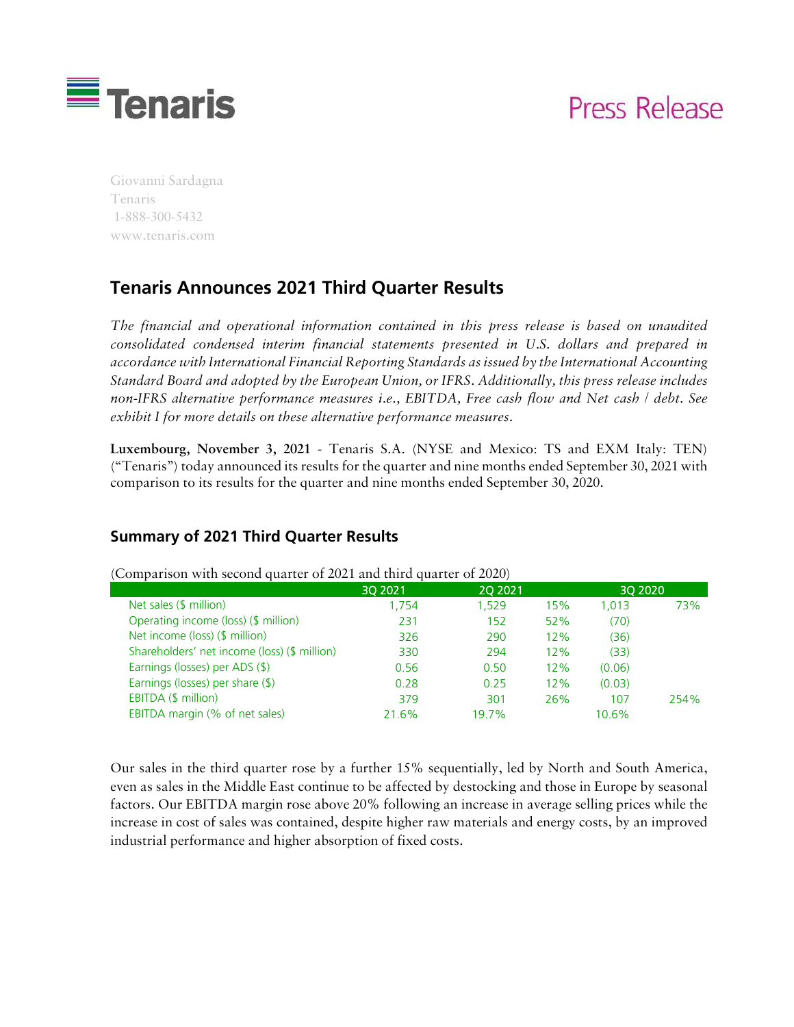Tenaris

Press Release

Giovanni Sardagna
Tenaris
1-888-300-5432
www.tenaris.com

## Tenaris Announces 2021 Third Quarter Results

*The financial and operational information contained in this press release is based on unaudited consolidated condensed interim financial statements presented in U.S. dollars and prepared in accordance with International Financial Reporting Standards as issued by the International Accounting Standard Board and adopted by the European Union, or IFRS. Additionally, this press release includes non-IFRS alternative performance measures i.e., EBITDA, Free cash flow and Net cash / debt. See exhibit I for more details on these alternative performance measures.*

**Luxembourg, November 3, 2021** - Tenaris S.A. (NYSE and Mexico: TS and EXM Italy: TEN) ("Tenaris") today announced its results for the quarter and nine months ended September 30, 2021 with comparison to its results for the quarter and nine months ended September 30, 2020.

### Summary of 2021 Third Quarter Results

(Comparison with second quarter of 2021 and third quarter of 2020)

| | 3Q 2021 | 2Q 2021 | | 3Q 2020 | |
|---|---|---|---|---|---|
| Net sales ($ million) | 1,754 | 1,529 | 15% | 1,013 | 73% |
| Operating income (loss) ($ million) | 231 | 152 | 52% | (70) | |
| Net income (loss) ($ million) | 326 | 290 | 12% | (36) | |
| Shareholders' net income (loss) ($ million) | 330 | 294 | 12% | (33) | |
| Earnings (losses) per ADS ($) | 0.56 | 0.50 | 12% | (0.06) | |
| Earnings (losses) per share ($) | 0.28 | 0.25 | 12% | (0.03) | |
| EBITDA ($ million) | 379 | 301 | 26% | 107 | 254% |
| EBITDA margin (% of net sales) | 21.6% | 19.7% | | 10.6% | |

Our sales in the third quarter rose by a further 15% sequentially, led by North and South America, even as sales in the Middle East continue to be affected by destocking and those in Europe by seasonal factors. Our EBITDA margin rose above 20% following an increase in average selling prices while the increase in cost of sales was contained, despite higher raw materials and energy costs, by an improved industrial performance and higher absorption of fixed costs.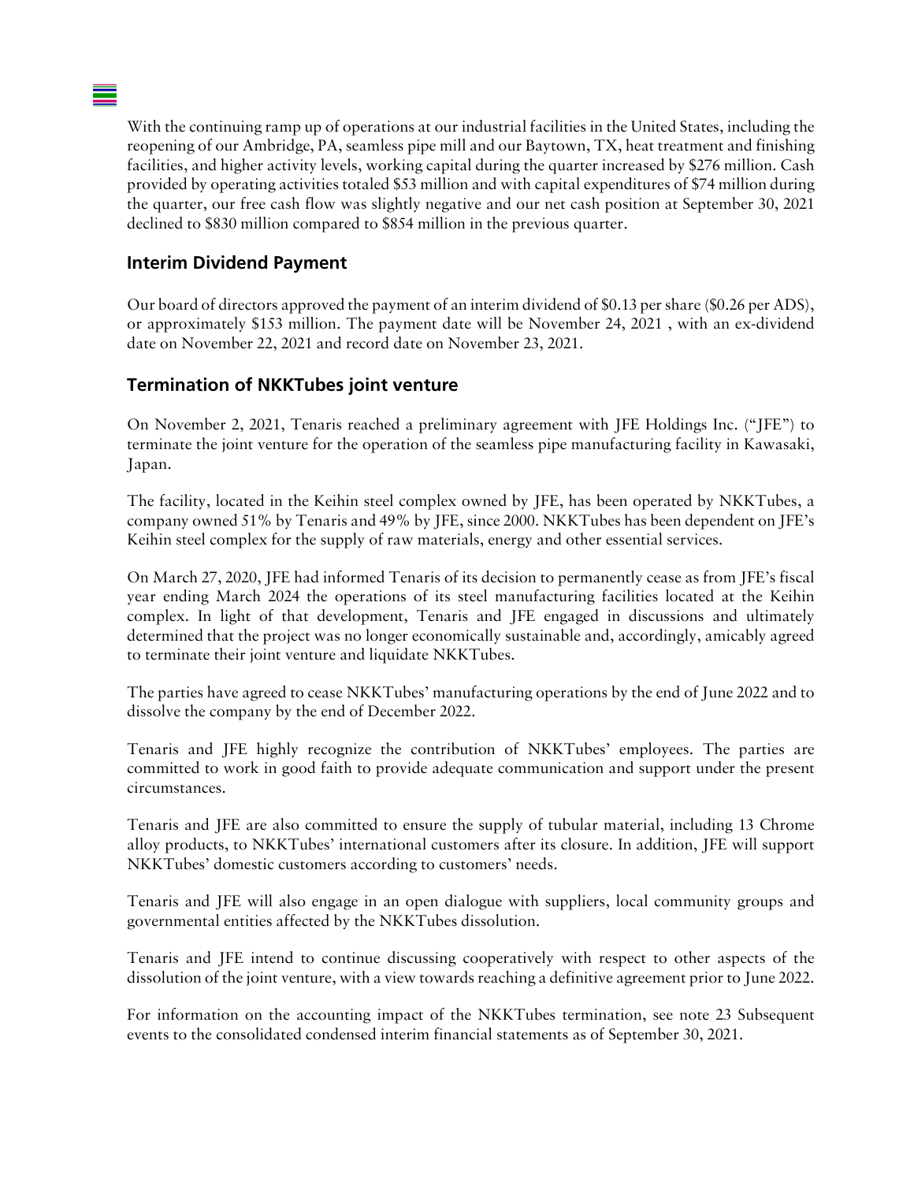With the continuing ramp up of operations at our industrial facilities in the United States, including the reopening of our Ambridge, PA, seamless pipe mill and our Baytown, TX, heat treatment and finishing facilities, and higher activity levels, working capital during the quarter increased by $276 million. Cash provided by operating activities totaled $53 million and with capital expenditures of $74 million during the quarter, our free cash flow was slightly negative and our net cash position at September 30, 2021 declined to $830 million compared to $854 million in the previous quarter.

## Interim Dividend Payment

Our board of directors approved the payment of an interim dividend of $0.13 per share ($0.26 per ADS), or approximately $153 million. The payment date will be November 24, 2021 , with an ex-dividend date on November 22, 2021 and record date on November 23, 2021.

## Termination of NKKTubes joint venture

On November 2, 2021, Tenaris reached a preliminary agreement with JFE Holdings Inc. ("JFE") to terminate the joint venture for the operation of the seamless pipe manufacturing facility in Kawasaki, Japan.

The facility, located in the Keihin steel complex owned by JFE, has been operated by NKKTubes, a company owned 51% by Tenaris and 49% by JFE, since 2000. NKKTubes has been dependent on JFE's Keihin steel complex for the supply of raw materials, energy and other essential services.

On March 27, 2020, JFE had informed Tenaris of its decision to permanently cease as from JFE's fiscal year ending March 2024 the operations of its steel manufacturing facilities located at the Keihin complex. In light of that development, Tenaris and JFE engaged in discussions and ultimately determined that the project was no longer economically sustainable and, accordingly, amicably agreed to terminate their joint venture and liquidate NKKTubes.

The parties have agreed to cease NKKTubes' manufacturing operations by the end of June 2022 and to dissolve the company by the end of December 2022.

Tenaris and JFE highly recognize the contribution of NKKTubes' employees. The parties are committed to work in good faith to provide adequate communication and support under the present circumstances.

Tenaris and JFE are also committed to ensure the supply of tubular material, including 13 Chrome alloy products, to NKKTubes' international customers after its closure. In addition, JFE will support NKKTubes' domestic customers according to customers' needs.

Tenaris and JFE will also engage in an open dialogue with suppliers, local community groups and governmental entities affected by the NKKTubes dissolution.

Tenaris and JFE intend to continue discussing cooperatively with respect to other aspects of the dissolution of the joint venture, with a view towards reaching a definitive agreement prior to June 2022.

For information on the accounting impact of the NKKTubes termination, see note 23 Subsequent events to the consolidated condensed interim financial statements as of September 30, 2021.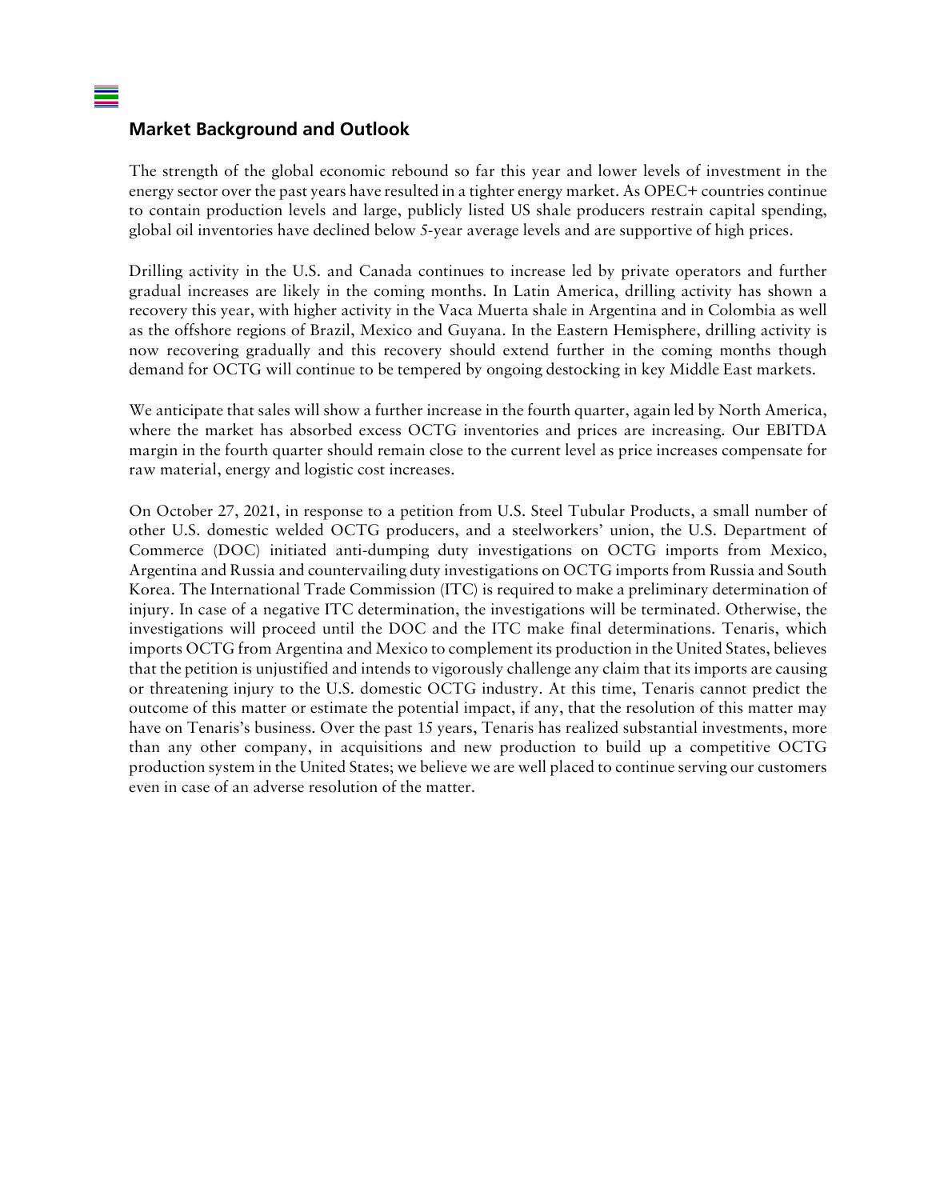## Market Background and Outlook

The strength of the global economic rebound so far this year and lower levels of investment in the energy sector over the past years have resulted in a tighter energy market. As OPEC+ countries continue to contain production levels and large, publicly listed US shale producers restrain capital spending, global oil inventories have declined below 5-year average levels and are supportive of high prices.

Drilling activity in the U.S. and Canada continues to increase led by private operators and further gradual increases are likely in the coming months. In Latin America, drilling activity has shown a recovery this year, with higher activity in the Vaca Muerta shale in Argentina and in Colombia as well as the offshore regions of Brazil, Mexico and Guyana. In the Eastern Hemisphere, drilling activity is now recovering gradually and this recovery should extend further in the coming months though demand for OCTG will continue to be tempered by ongoing destocking in key Middle East markets.

We anticipate that sales will show a further increase in the fourth quarter, again led by North America, where the market has absorbed excess OCTG inventories and prices are increasing. Our EBITDA margin in the fourth quarter should remain close to the current level as price increases compensate for raw material, energy and logistic cost increases.

On October 27, 2021, in response to a petition from U.S. Steel Tubular Products, a small number of other U.S. domestic welded OCTG producers, and a steelworkers' union, the U.S. Department of Commerce (DOC) initiated anti-dumping duty investigations on OCTG imports from Mexico, Argentina and Russia and countervailing duty investigations on OCTG imports from Russia and South Korea. The International Trade Commission (ITC) is required to make a preliminary determination of injury. In case of a negative ITC determination, the investigations will be terminated. Otherwise, the investigations will proceed until the DOC and the ITC make final determinations. Tenaris, which imports OCTG from Argentina and Mexico to complement its production in the United States, believes that the petition is unjustified and intends to vigorously challenge any claim that its imports are causing or threatening injury to the U.S. domestic OCTG industry. At this time, Tenaris cannot predict the outcome of this matter or estimate the potential impact, if any, that the resolution of this matter may have on Tenaris's business. Over the past 15 years, Tenaris has realized substantial investments, more than any other company, in acquisitions and new production to build up a competitive OCTG production system in the United States; we believe we are well placed to continue serving our customers even in case of an adverse resolution of the matter.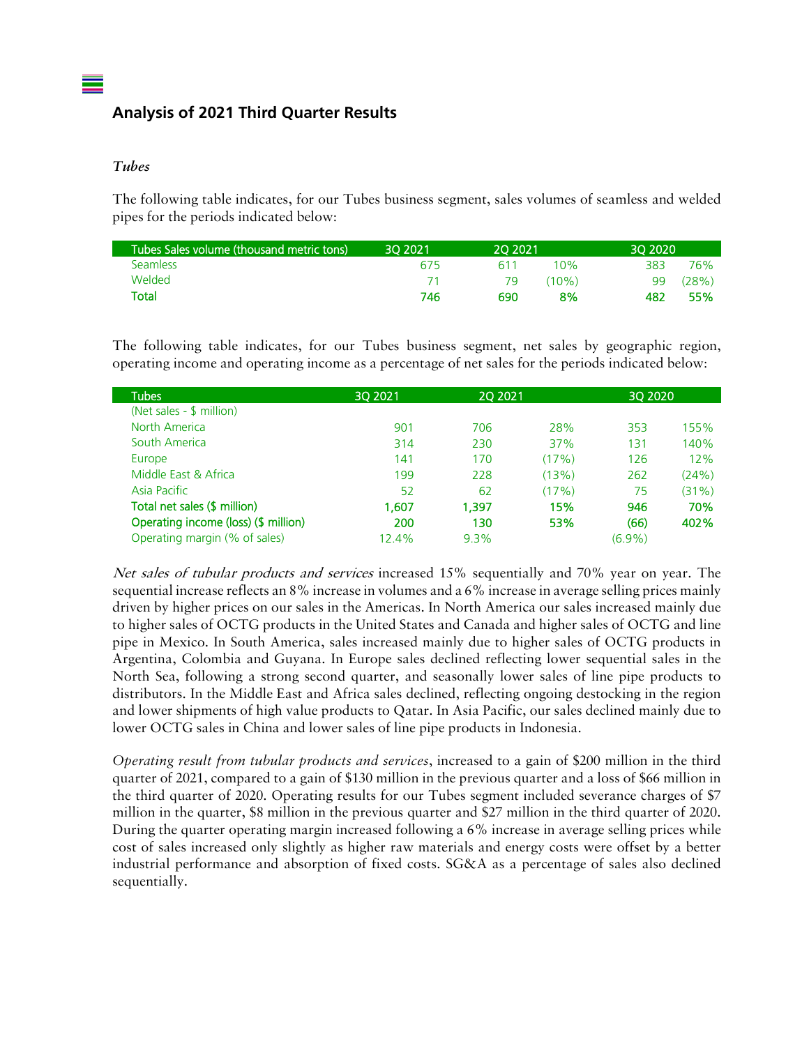## Analysis of 2021 Third Quarter Results

### *Tubes*

The following table indicates, for our Tubes business segment, sales volumes of seamless and welded pipes for the periods indicated below:

| Tubes Sales volume (thousand metric tons) | 3Q 2021 | 2Q 2021 | | 3Q 2020 | |
|---|---|---|---|---|---|
| Seamless | 675 | 611 | 10% | 383 | 76% |
| Welded | 71 | 79 | (10%) | 99 | (28%) |
| **Total** | **746** | **690** | **8%** | **482** | **55%** |

The following table indicates, for our Tubes business segment, net sales by geographic region, operating income and operating income as a percentage of net sales for the periods indicated below:

| Tubes | 3Q 2021 | 2Q 2021 | | 3Q 2020 | |
|---|---|---|---|---|---|
| (Net sales - $ million) | | | | | |
| North America | 901 | 706 | 28% | 353 | 155% |
| South America | 314 | 230 | 37% | 131 | 140% |
| Europe | 141 | 170 | (17%) | 126 | 12% |
| Middle East & Africa | 199 | 228 | (13%) | 262 | (24%) |
| Asia Pacific | 52 | 62 | (17%) | 75 | (31%) |
| **Total net sales ($ million)** | **1,607** | **1,397** | **15%** | **946** | **70%** |
| **Operating income (loss) ($ million)** | **200** | **130** | **53%** | **(66)** | **402%** |
| Operating margin (% of sales) | 12.4% | 9.3% | | (6.9%) | |

*Net sales of tubular products and services* increased 15% sequentially and 70% year on year. The sequential increase reflects an 8% increase in volumes and a 6% increase in average selling prices mainly driven by higher prices on our sales in the Americas. In North America our sales increased mainly due to higher sales of OCTG products in the United States and Canada and higher sales of OCTG and line pipe in Mexico. In South America, sales increased mainly due to higher sales of OCTG products in Argentina, Colombia and Guyana. In Europe sales declined reflecting lower sequential sales in the North Sea, following a strong second quarter, and seasonally lower sales of line pipe products to distributors. In the Middle East and Africa sales declined, reflecting ongoing destocking in the region and lower shipments of high value products to Qatar. In Asia Pacific, our sales declined mainly due to lower OCTG sales in China and lower sales of line pipe products in Indonesia.

*Operating result from tubular products and services*, increased to a gain of $200 million in the third quarter of 2021, compared to a gain of $130 million in the previous quarter and a loss of $66 million in the third quarter of 2020. Operating results for our Tubes segment included severance charges of $7 million in the quarter, $8 million in the previous quarter and $27 million in the third quarter of 2020. During the quarter operating margin increased following a 6% increase in average selling prices while cost of sales increased only slightly as higher raw materials and energy costs were offset by a better industrial performance and absorption of fixed costs. SG&A as a percentage of sales also declined sequentially.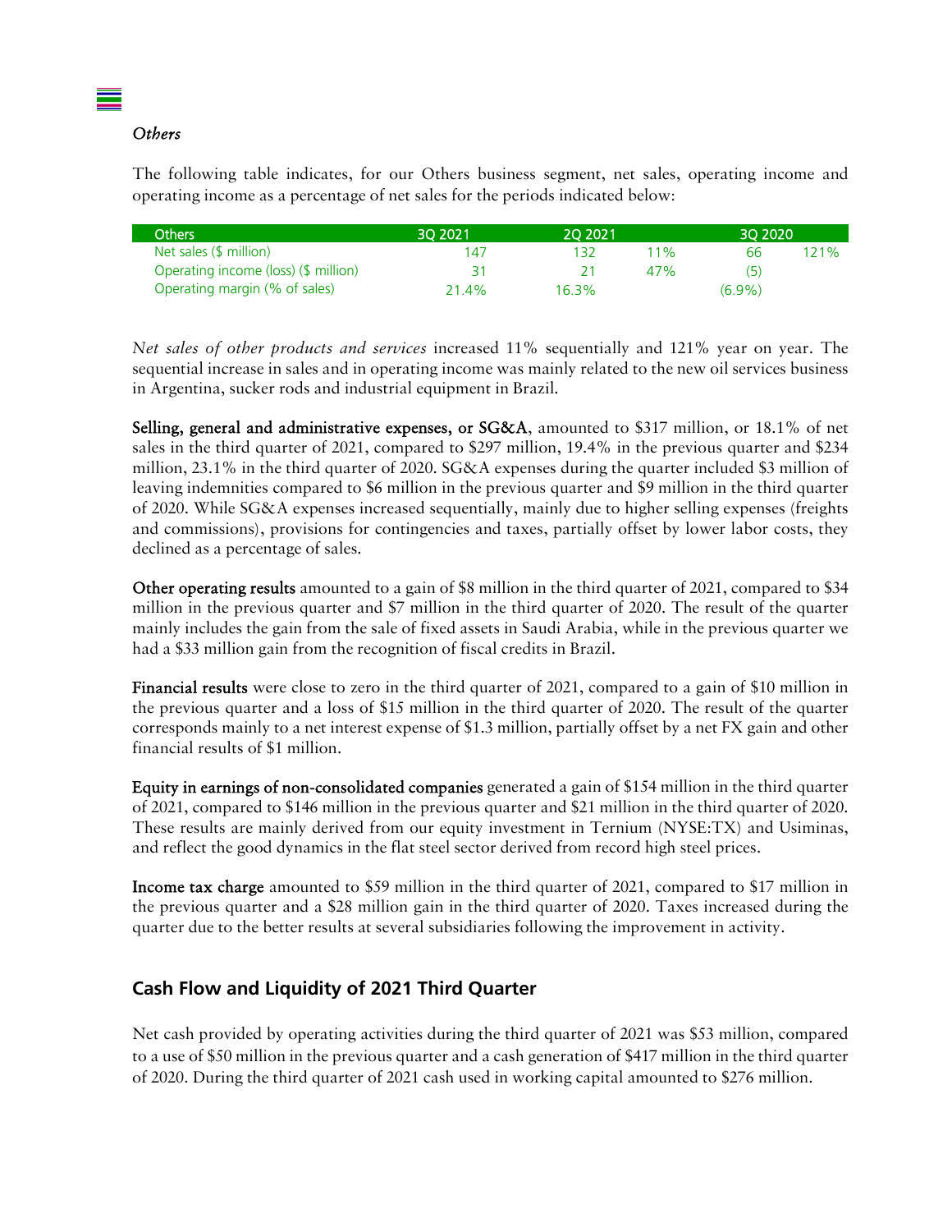*Others*

The following table indicates, for our Others business segment, net sales, operating income and operating income as a percentage of net sales for the periods indicated below:

| Others | 3Q 2021 | 2Q 2021 | | 3Q 2020 | |
|---|---|---|---|---|---|
| Net sales ($ million) | 147 | 132 | 11% | 66 | 121% |
| Operating income (loss) ($ million) | 31 | 21 | 47% | (5) | |
| Operating margin (% of sales) | 21.4% | 16.3% | | (6.9%) | |

*Net sales of other products and services* increased 11% sequentially and 121% year on year. The sequential increase in sales and in operating income was mainly related to the new oil services business in Argentina, sucker rods and industrial equipment in Brazil.

**Selling, general and administrative expenses, or SG&A**, amounted to $317 million, or 18.1% of net sales in the third quarter of 2021, compared to $297 million, 19.4% in the previous quarter and $234 million, 23.1% in the third quarter of 2020. SG&A expenses during the quarter included $3 million of leaving indemnities compared to $6 million in the previous quarter and $9 million in the third quarter of 2020. While SG&A expenses increased sequentially, mainly due to higher selling expenses (freights and commissions), provisions for contingencies and taxes, partially offset by lower labor costs, they declined as a percentage of sales.

**Other operating results** amounted to a gain of $8 million in the third quarter of 2021, compared to $34 million in the previous quarter and $7 million in the third quarter of 2020. The result of the quarter mainly includes the gain from the sale of fixed assets in Saudi Arabia, while in the previous quarter we had a $33 million gain from the recognition of fiscal credits in Brazil.

**Financial results** were close to zero in the third quarter of 2021, compared to a gain of $10 million in the previous quarter and a loss of $15 million in the third quarter of 2020. The result of the quarter corresponds mainly to a net interest expense of $1.3 million, partially offset by a net FX gain and other financial results of $1 million.

**Equity in earnings of non-consolidated companies** generated a gain of $154 million in the third quarter of 2021, compared to $146 million in the previous quarter and $21 million in the third quarter of 2020. These results are mainly derived from our equity investment in Ternium (NYSE:TX) and Usiminas, and reflect the good dynamics in the flat steel sector derived from record high steel prices.

**Income tax charge** amounted to $59 million in the third quarter of 2021, compared to $17 million in the previous quarter and a $28 million gain in the third quarter of 2020. Taxes increased during the quarter due to the better results at several subsidiaries following the improvement in activity.

## Cash Flow and Liquidity of 2021 Third Quarter

Net cash provided by operating activities during the third quarter of 2021 was $53 million, compared to a use of $50 million in the previous quarter and a cash generation of $417 million in the third quarter of 2020. During the third quarter of 2021 cash used in working capital amounted to $276 million.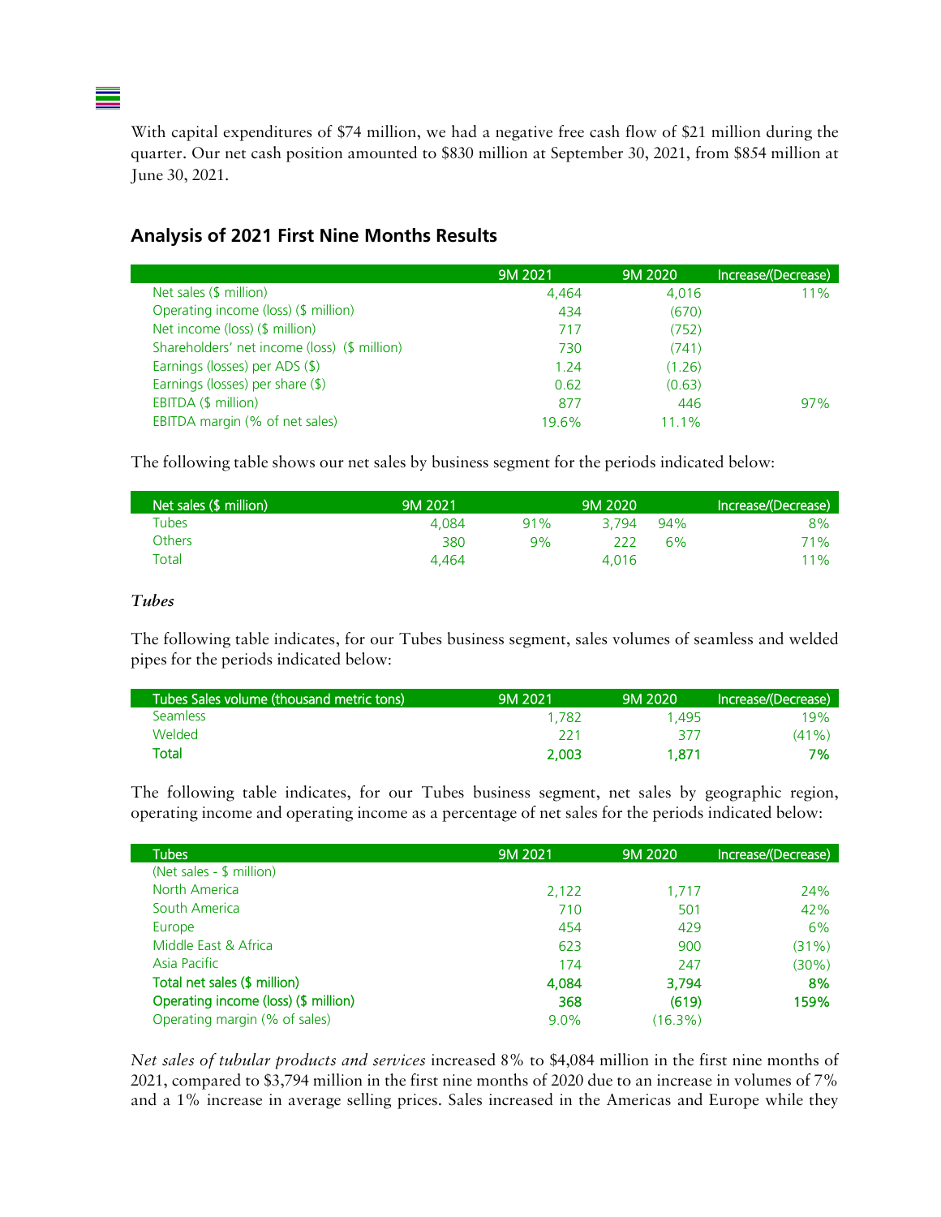With capital expenditures of $74 million, we had a negative free cash flow of $21 million during the quarter. Our net cash position amounted to $830 million at September 30, 2021, from $854 million at June 30, 2021.

## Analysis of 2021 First Nine Months Results

| | 9M 2021 | 9M 2020 | Increase/(Decrease) |
|---|---|---|---|
| Net sales ($ million) | 4,464 | 4,016 | 11% |
| Operating income (loss) ($ million) | 434 | (670) | |
| Net income (loss) ($ million) | 717 | (752) | |
| Shareholders' net income (loss) ($ million) | 730 | (741) | |
| Earnings (losses) per ADS ($) | 1.24 | (1.26) | |
| Earnings (losses) per share ($) | 0.62 | (0.63) | |
| EBITDA ($ million) | 877 | 446 | 97% |
| EBITDA margin (% of net sales) | 19.6% | 11.1% | |

The following table shows our net sales by business segment for the periods indicated below:

| Net sales ($ million) | 9M 2021 | | 9M 2020 | | Increase/(Decrease) |
|---|---|---|---|---|---|
| Tubes | 4,084 | 91% | 3,794 | 94% | 8% |
| Others | 380 | 9% | 222 | 6% | 71% |
| Total | 4,464 | | 4,016 | | 11% |

### *Tubes*

The following table indicates, for our Tubes business segment, sales volumes of seamless and welded pipes for the periods indicated below:

| Tubes Sales volume (thousand metric tons) | 9M 2021 | 9M 2020 | Increase/(Decrease) |
|---|---|---|---|
| Seamless | 1,782 | 1,495 | 19% |
| Welded | 221 | 377 | (41%) |
| **Total** | **2,003** | **1,871** | **7%** |

The following table indicates, for our Tubes business segment, net sales by geographic region, operating income and operating income as a percentage of net sales for the periods indicated below:

| Tubes | 9M 2021 | 9M 2020 | Increase/(Decrease) |
|---|---|---|---|
| (Net sales - $ million) | | | |
| North America | 2,122 | 1,717 | 24% |
| South America | 710 | 501 | 42% |
| Europe | 454 | 429 | 6% |
| Middle East & Africa | 623 | 900 | (31%) |
| Asia Pacific | 174 | 247 | (30%) |
| **Total net sales ($ million)** | **4,084** | **3,794** | **8%** |
| **Operating income (loss) ($ million)** | **368** | **(619)** | **159%** |
| Operating margin (% of sales) | 9.0% | (16.3%) | |

*Net sales of tubular products and services* increased 8% to $4,084 million in the first nine months of 2021, compared to $3,794 million in the first nine months of 2020 due to an increase in volumes of 7% and a 1% increase in average selling prices. Sales increased in the Americas and Europe while they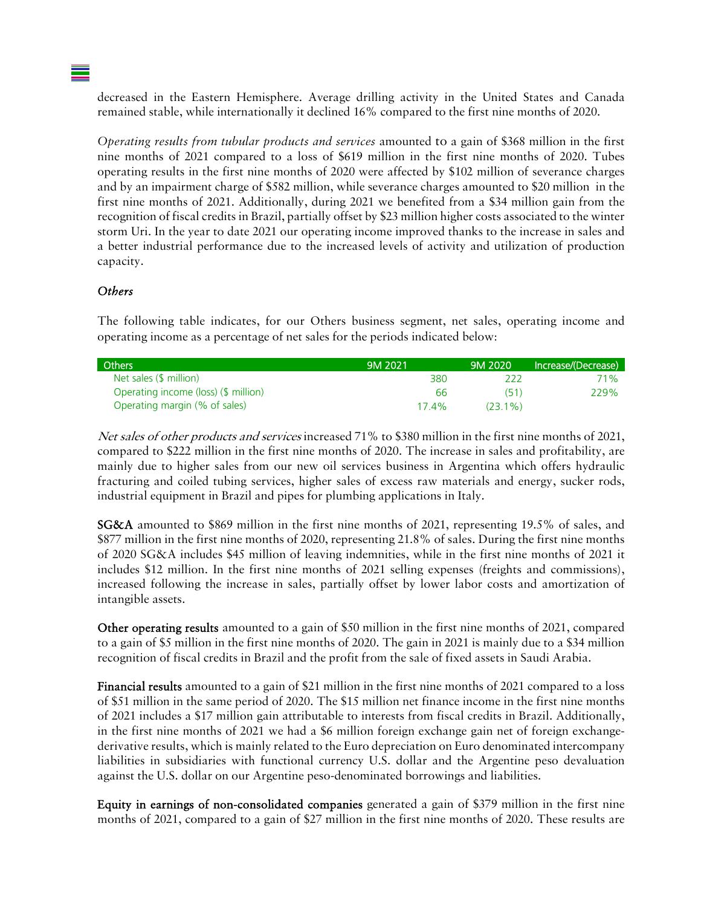decreased in the Eastern Hemisphere. Average drilling activity in the United States and Canada remained stable, while internationally it declined 16% compared to the first nine months of 2020.

*Operating results from tubular products and services* amounted to a gain of $368 million in the first nine months of 2021 compared to a loss of $619 million in the first nine months of 2020. Tubes operating results in the first nine months of 2020 were affected by $102 million of severance charges and by an impairment charge of $582 million, while severance charges amounted to $20 million in the first nine months of 2021. Additionally, during 2021 we benefited from a $34 million gain from the recognition of fiscal credits in Brazil, partially offset by $23 million higher costs associated to the winter storm Uri. In the year to date 2021 our operating income improved thanks to the increase in sales and a better industrial performance due to the increased levels of activity and utilization of production capacity.

### *Others*

The following table indicates, for our Others business segment, net sales, operating income and operating income as a percentage of net sales for the periods indicated below:

| Others | 9M 2021 | 9M 2020 | Increase/(Decrease) |
|---|---|---|---|
| Net sales ($ million) | 380 | 222 | 71% |
| Operating income (loss) ($ million) | 66 | (51) | 229% |
| Operating margin (% of sales) | 17.4% | (23.1%) | |

*Net sales of other products and services* increased 71% to $380 million in the first nine months of 2021, compared to $222 million in the first nine months of 2020. The increase in sales and profitability, are mainly due to higher sales from our new oil services business in Argentina which offers hydraulic fracturing and coiled tubing services, higher sales of excess raw materials and energy, sucker rods, industrial equipment in Brazil and pipes for plumbing applications in Italy.

**SG&A** amounted to $869 million in the first nine months of 2021, representing 19.5% of sales, and $877 million in the first nine months of 2020, representing 21.8% of sales. During the first nine months of 2020 SG&A includes $45 million of leaving indemnities, while in the first nine months of 2021 it includes $12 million. In the first nine months of 2021 selling expenses (freights and commissions), increased following the increase in sales, partially offset by lower labor costs and amortization of intangible assets.

**Other operating results** amounted to a gain of $50 million in the first nine months of 2021, compared to a gain of $5 million in the first nine months of 2020. The gain in 2021 is mainly due to a $34 million recognition of fiscal credits in Brazil and the profit from the sale of fixed assets in Saudi Arabia.

**Financial results** amounted to a gain of $21 million in the first nine months of 2021 compared to a loss of $51 million in the same period of 2020. The $15 million net finance income in the first nine months of 2021 includes a $17 million gain attributable to interests from fiscal credits in Brazil. Additionally, in the first nine months of 2021 we had a $6 million foreign exchange gain net of foreign exchange-derivative results, which is mainly related to the Euro depreciation on Euro denominated intercompany liabilities in subsidiaries with functional currency U.S. dollar and the Argentine peso devaluation against the U.S. dollar on our Argentine peso-denominated borrowings and liabilities.

**Equity in earnings of non-consolidated companies** generated a gain of $379 million in the first nine months of 2021, compared to a gain of $27 million in the first nine months of 2020. These results are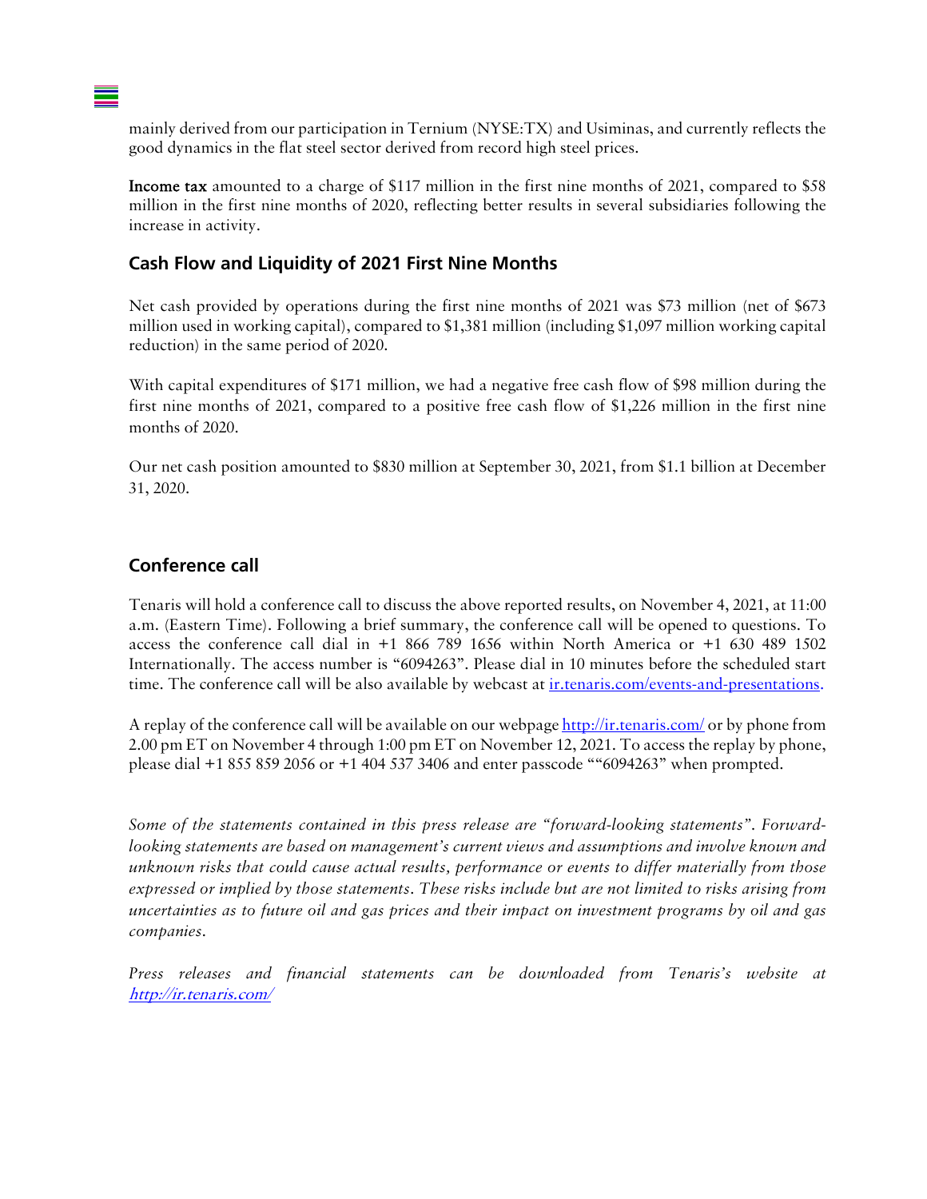mainly derived from our participation in Ternium (NYSE:TX) and Usiminas, and currently reflects the good dynamics in the flat steel sector derived from record high steel prices.

**Income tax** amounted to a charge of $117 million in the first nine months of 2021, compared to $58 million in the first nine months of 2020, reflecting better results in several subsidiaries following the increase in activity.

## Cash Flow and Liquidity of 2021 First Nine Months

Net cash provided by operations during the first nine months of 2021 was $73 million (net of $673 million used in working capital), compared to $1,381 million (including $1,097 million working capital reduction) in the same period of 2020.

With capital expenditures of $171 million, we had a negative free cash flow of $98 million during the first nine months of 2021, compared to a positive free cash flow of $1,226 million in the first nine months of 2020.

Our net cash position amounted to $830 million at September 30, 2021, from $1.1 billion at December 31, 2020.

## Conference call

Tenaris will hold a conference call to discuss the above reported results, on November 4, 2021, at 11:00 a.m. (Eastern Time). Following a brief summary, the conference call will be opened to questions. To access the conference call dial in +1 866 789 1656 within North America or +1 630 489 1502 Internationally. The access number is "6094263". Please dial in 10 minutes before the scheduled start time. The conference call will be also available by webcast at [ir.tenaris.com/events-and-presentations](ir.tenaris.com/events-and-presentations).

A replay of the conference call will be available on our webpage [http://ir.tenaris.com/](http://ir.tenaris.com/) or by phone from 2.00 pm ET on November 4 through 1:00 pm ET on November 12, 2021. To access the replay by phone, please dial +1 855 859 2056 or +1 404 537 3406 and enter passcode ""6094263" when prompted.

*Some of the statements contained in this press release are "forward-looking statements". Forward-looking statements are based on management's current views and assumptions and involve known and unknown risks that could cause actual results, performance or events to differ materially from those expressed or implied by those statements. These risks include but are not limited to risks arising from uncertainties as to future oil and gas prices and their impact on investment programs by oil and gas companies.*

*Press releases and financial statements can be downloaded from Tenaris's website at [http://ir.tenaris.com/](http://ir.tenaris.com/)*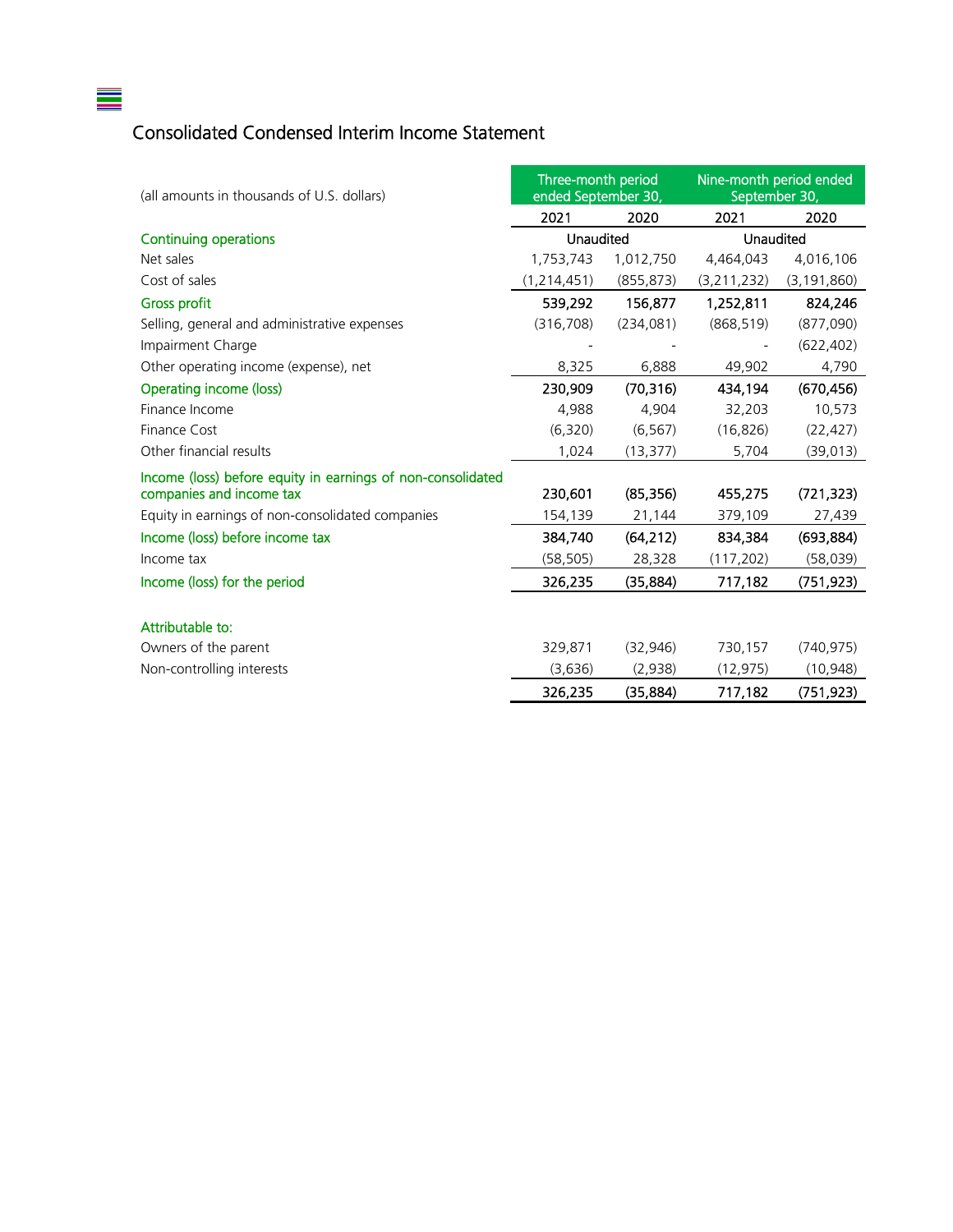# Consolidated Condensed Interim Income Statement

| (all amounts in thousands of U.S. dollars) | Three-month period ended September 30, | | Nine-month period ended September 30, | |
|---|---|---|---|---|
| | 2021 | 2020 | 2021 | 2020 |
| **Continuing operations** | Unaudited | | Unaudited | |
| Net sales | 1,753,743 | 1,012,750 | 4,464,043 | 4,016,106 |
| Cost of sales | (1,214,451) | (855,873) | (3,211,232) | (3,191,860) |
| **Gross profit** | **539,292** | **156,877** | **1,252,811** | **824,246** |
| Selling, general and administrative expenses | (316,708) | (234,081) | (868,519) | (877,090) |
| Impairment Charge | - | - | - | (622,402) |
| Other operating income (expense), net | 8,325 | 6,888 | 49,902 | 4,790 |
| **Operating income (loss)** | **230,909** | **(70,316)** | **434,194** | **(670,456)** |
| Finance Income | 4,988 | 4,904 | 32,203 | 10,573 |
| Finance Cost | (6,320) | (6,567) | (16,826) | (22,427) |
| Other financial results | 1,024 | (13,377) | 5,704 | (39,013) |
| **Income (loss) before equity in earnings of non-consolidated companies and income tax** | **230,601** | **(85,356)** | **455,275** | **(721,323)** |
| Equity in earnings of non-consolidated companies | 154,139 | 21,144 | 379,109 | 27,439 |
| **Income (loss) before income tax** | **384,740** | **(64,212)** | **834,384** | **(693,884)** |
| Income tax | (58,505) | 28,328 | (117,202) | (58,039) |
| **Income (loss) for the period** | **326,235** | **(35,884)** | **717,182** | **(751,923)** |
| | | | | |
| **Attributable to:** | | | | |
| Owners of the parent | 329,871 | (32,946) | 730,157 | (740,975) |
| Non-controlling interests | (3,636) | (2,938) | (12,975) | (10,948) |
| | **326,235** | **(35,884)** | **717,182** | **(751,923)** |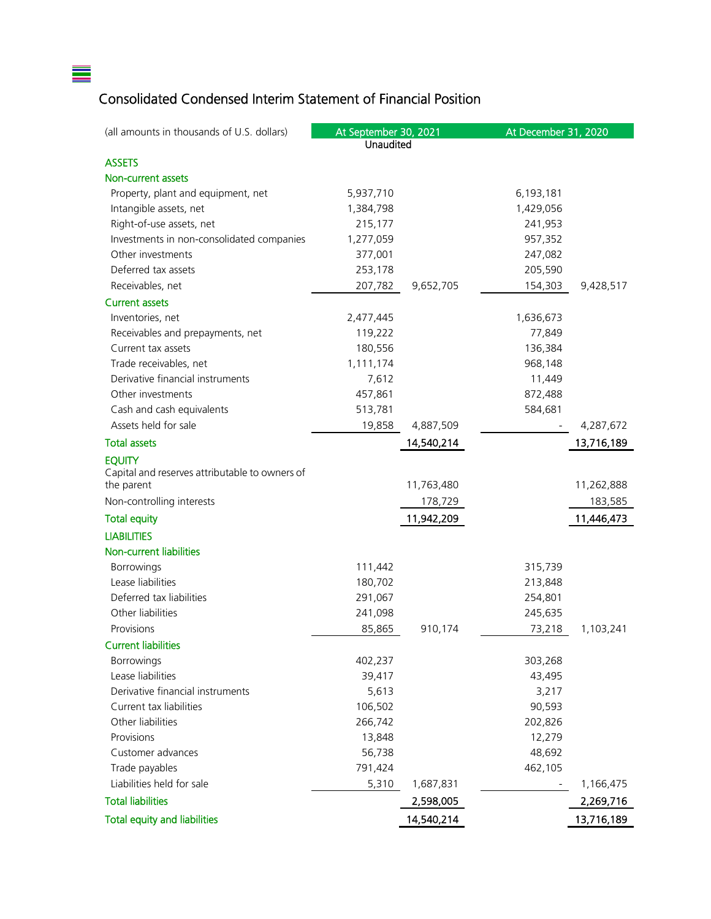# Consolidated Condensed Interim Statement of Financial Position

| (all amounts in thousands of U.S. dollars) | At September 30, 2021 Unaudited | | At December 31, 2020 | |
|---|---|---|---|---|
| **ASSETS** | | | | |
| **Non-current assets** | | | | |
| Property, plant and equipment, net | 5,937,710 | | 6,193,181 | |
| Intangible assets, net | 1,384,798 | | 1,429,056 | |
| Right-of-use assets, net | 215,177 | | 241,953 | |
| Investments in non-consolidated companies | 1,277,059 | | 957,352 | |
| Other investments | 377,001 | | 247,082 | |
| Deferred tax assets | 253,178 | | 205,590 | |
| Receivables, net | 207,782 | 9,652,705 | 154,303 | 9,428,517 |
| **Current assets** | | | | |
| Inventories, net | 2,477,445 | | 1,636,673 | |
| Receivables and prepayments, net | 119,222 | | 77,849 | |
| Current tax assets | 180,556 | | 136,384 | |
| Trade receivables, net | 1,111,174 | | 968,148 | |
| Derivative financial instruments | 7,612 | | 11,449 | |
| Other investments | 457,861 | | 872,488 | |
| Cash and cash equivalents | 513,781 | | 584,681 | |
| Assets held for sale | 19,858 | 4,887,509 | - | 4,287,672 |
| **Total assets** | | 14,540,214 | | 13,716,189 |
| **EQUITY** | | | | |
| Capital and reserves attributable to owners of the parent | | 11,763,480 | | 11,262,888 |
| Non-controlling interests | | 178,729 | | 183,585 |
| **Total equity** | | 11,942,209 | | 11,446,473 |
| **LIABILITIES** | | | | |
| **Non-current liabilities** | | | | |
| Borrowings | 111,442 | | 315,739 | |
| Lease liabilities | 180,702 | | 213,848 | |
| Deferred tax liabilities | 291,067 | | 254,801 | |
| Other liabilities | 241,098 | | 245,635 | |
| Provisions | 85,865 | 910,174 | 73,218 | 1,103,241 |
| **Current liabilities** | | | | |
| Borrowings | 402,237 | | 303,268 | |
| Lease liabilities | 39,417 | | 43,495 | |
| Derivative financial instruments | 5,613 | | 3,217 | |
| Current tax liabilities | 106,502 | | 90,593 | |
| Other liabilities | 266,742 | | 202,826 | |
| Provisions | 13,848 | | 12,279 | |
| Customer advances | 56,738 | | 48,692 | |
| Trade payables | 791,424 | | 462,105 | |
| Liabilities held for sale | 5,310 | 1,687,831 | - | 1,166,475 |
| **Total liabilities** | | 2,598,005 | | 2,269,716 |
| **Total equity and liabilities** | | 14,540,214 | | 13,716,189 |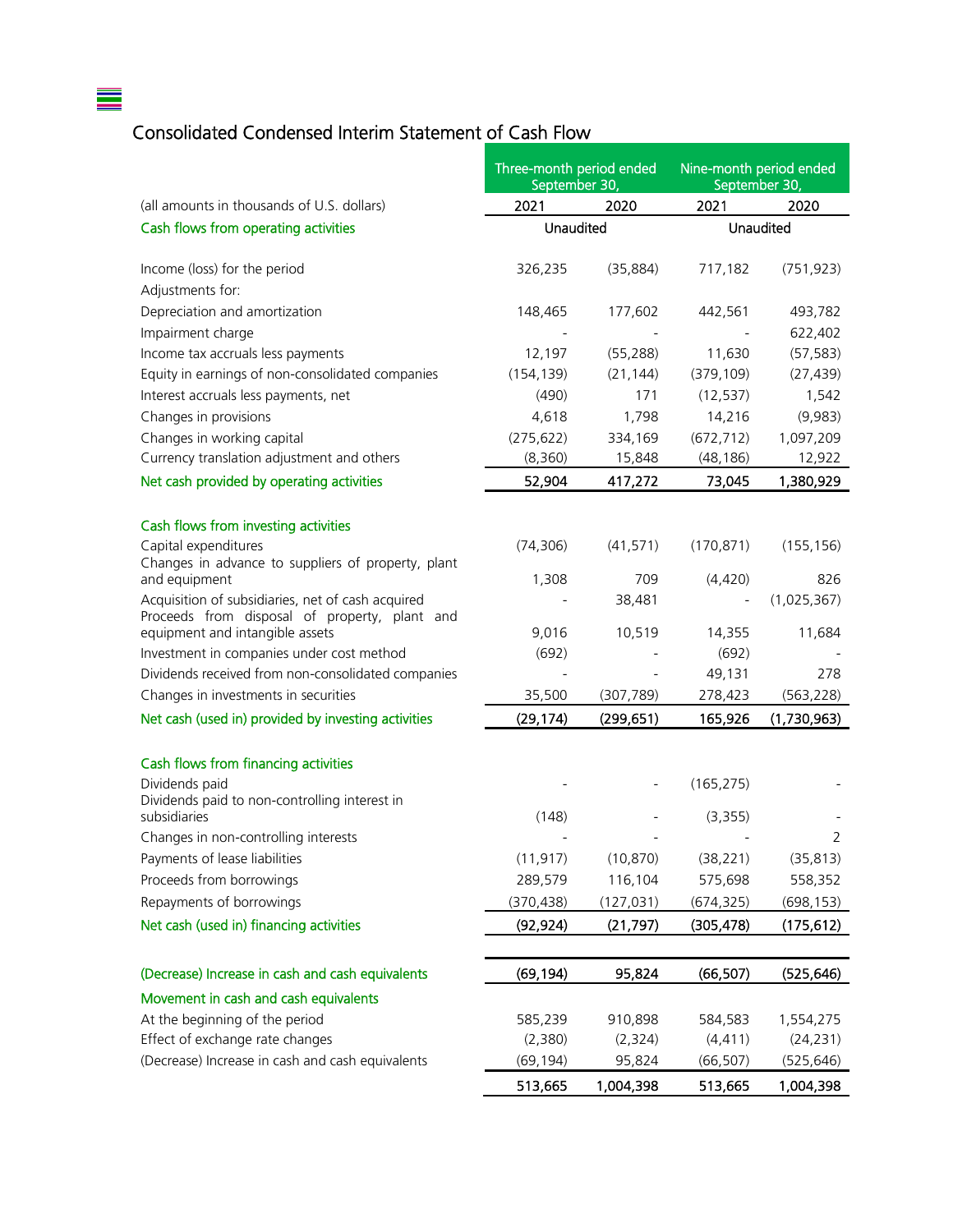# Consolidated Condensed Interim Statement of Cash Flow

| (all amounts in thousands of U.S. dollars) | Three-month period ended September 30, 2021 | Three-month period ended September 30, 2020 | Nine-month period ended September 30, 2021 | Nine-month period ended September 30, 2020 |
|---|---|---|---|---|
| **Cash flows from operating activities** | Unaudited | | Unaudited | |
| Income (loss) for the period | 326,235 | (35,884) | 717,182 | (751,923) |
| Adjustments for: | | | | |
| Depreciation and amortization | 148,465 | 177,602 | 442,561 | 493,782 |
| Impairment charge | - | - | - | 622,402 |
| Income tax accruals less payments | 12,197 | (55,288) | 11,630 | (57,583) |
| Equity in earnings of non-consolidated companies | (154,139) | (21,144) | (379,109) | (27,439) |
| Interest accruals less payments, net | (490) | 171 | (12,537) | 1,542 |
| Changes in provisions | 4,618 | 1,798 | 14,216 | (9,983) |
| Changes in working capital | (275,622) | 334,169 | (672,712) | 1,097,209 |
| Currency translation adjustment and others | (8,360) | 15,848 | (48,186) | 12,922 |
| **Net cash provided by operating activities** | **52,904** | **417,272** | **73,045** | **1,380,929** |
| **Cash flows from investing activities** | | | | |
| Capital expenditures | (74,306) | (41,571) | (170,871) | (155,156) |
| Changes in advance to suppliers of property, plant and equipment | 1,308 | 709 | (4,420) | 826 |
| Acquisition of subsidiaries, net of cash acquired | - | 38,481 | - | (1,025,367) |
| Proceeds from disposal of property, plant and equipment and intangible assets | 9,016 | 10,519 | 14,355 | 11,684 |
| Investment in companies under cost method | (692) | - | (692) | - |
| Dividends received from non-consolidated companies | - | - | 49,131 | 278 |
| Changes in investments in securities | 35,500 | (307,789) | 278,423 | (563,228) |
| **Net cash (used in) provided by investing activities** | **(29,174)** | **(299,651)** | **165,926** | **(1,730,963)** |
| **Cash flows from financing activities** | | | | |
| Dividends paid | - | - | (165,275) | - |
| Dividends paid to non-controlling interest in subsidiaries | (148) | - | (3,355) | - |
| Changes in non-controlling interests | - | - | - | 2 |
| Payments of lease liabilities | (11,917) | (10,870) | (38,221) | (35,813) |
| Proceeds from borrowings | 289,579 | 116,104 | 575,698 | 558,352 |
| Repayments of borrowings | (370,438) | (127,031) | (674,325) | (698,153) |
| **Net cash (used in) financing activities** | **(92,924)** | **(21,797)** | **(305,478)** | **(175,612)** |
| **(Decrease) Increase in cash and cash equivalents** | **(69,194)** | **95,824** | **(66,507)** | **(525,646)** |
| **Movement in cash and cash equivalents** | | | | |
| At the beginning of the period | 585,239 | 910,898 | 584,583 | 1,554,275 |
| Effect of exchange rate changes | (2,380) | (2,324) | (4,411) | (24,231) |
| (Decrease) Increase in cash and cash equivalents | (69,194) | 95,824 | (66,507) | (525,646) |
| | **513,665** | **1,004,398** | **513,665** | **1,004,398** |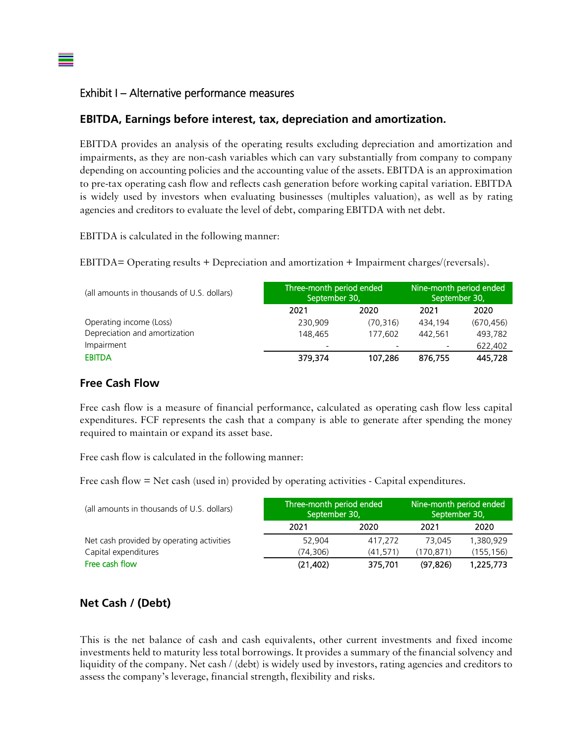## Exhibit I – Alternative performance measures

### EBITDA, Earnings before interest, tax, depreciation and amortization.

EBITDA provides an analysis of the operating results excluding depreciation and amortization and impairments, as they are non-cash variables which can vary substantially from company to company depending on accounting policies and the accounting value of the assets. EBITDA is an approximation to pre-tax operating cash flow and reflects cash generation before working capital variation. EBITDA is widely used by investors when evaluating businesses (multiples valuation), as well as by rating agencies and creditors to evaluate the level of debt, comparing EBITDA with net debt.

EBITDA is calculated in the following manner:

EBITDA= Operating results + Depreciation and amortization + Impairment charges/(reversals).

| (all amounts in thousands of U.S. dollars) | Three-month period ended September 30, | | Nine-month period ended September 30, | |
|---|---|---|---|---|
| | 2021 | 2020 | 2021 | 2020 |
| Operating income (Loss) | 230,909 | (70,316) | 434,194 | (670,456) |
| Depreciation and amortization | 148,465 | 177,602 | 442,561 | 493,782 |
| Impairment | - | - | - | 622,402 |
| EBITDA | 379,374 | 107,286 | 876,755 | 445,728 |

### Free Cash Flow

Free cash flow is a measure of financial performance, calculated as operating cash flow less capital expenditures. FCF represents the cash that a company is able to generate after spending the money required to maintain or expand its asset base.

Free cash flow is calculated in the following manner:

Free cash flow = Net cash (used in) provided by operating activities - Capital expenditures.

| (all amounts in thousands of U.S. dollars) | Three-month period ended September 30, | | Nine-month period ended September 30, | |
|---|---|---|---|---|
| | 2021 | 2020 | 2021 | 2020 |
| Net cash provided by operating activities | 52,904 | 417,272 | 73,045 | 1,380,929 |
| Capital expenditures | (74,306) | (41,571) | (170,871) | (155,156) |
| Free cash flow | (21,402) | 375,701 | (97,826) | 1,225,773 |

### Net Cash / (Debt)

This is the net balance of cash and cash equivalents, other current investments and fixed income investments held to maturity less total borrowings. It provides a summary of the financial solvency and liquidity of the company. Net cash / (debt) is widely used by investors, rating agencies and creditors to assess the company's leverage, financial strength, flexibility and risks.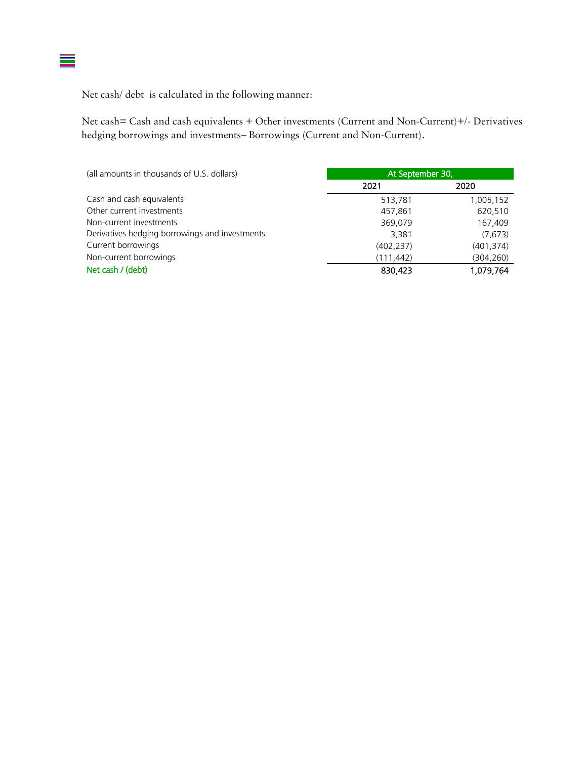Net cash/ debt is calculated in the following manner:

Net cash= Cash and cash equivalents + Other investments (Current and Non-Current)+/- Derivatives hedging borrowings and investments– Borrowings (Current and Non-Current).

| (all amounts in thousands of U.S. dollars) | At September 30, | |
|---|---|---|
| | 2021 | 2020 |
| Cash and cash equivalents | 513,781 | 1,005,152 |
| Other current investments | 457,861 | 620,510 |
| Non-current investments | 369,079 | 167,409 |
| Derivatives hedging borrowings and investments | 3,381 | (7,673) |
| Current borrowings | (402,237) | (401,374) |
| Non-current borrowings | (111,442) | (304,260) |
| Net cash / (debt) | 830,423 | 1,079,764 |